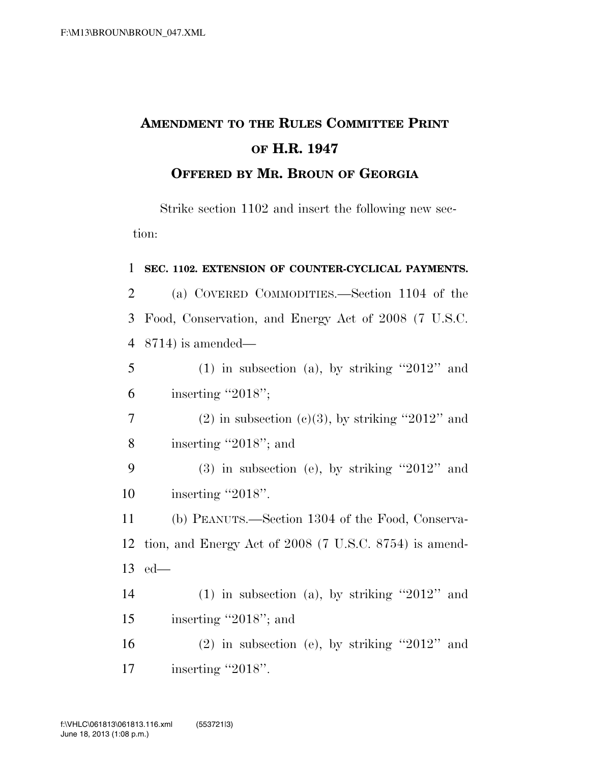# AMENDMENT TO THE RULES COMMITTEE PRINT OF H.R. 1947

## OFFERED BY MR. BROUN OF GEORGIA

Strike section 1102 and insert the following new section:

**SEC. 1102. EXTENSION OF COUNTER-CYCLICAL PAYMENTS.**

(a) COVERED COMMODITIES.—Section 1104 of the Food, Conservation, and Energy Act of 2008 (7 U.S.C. 8714) is amended—

(1) in subsection (a), by striking "2012" and inserting "2018";

(2) in subsection (c)(3), by striking "2012" and inserting "2018"; and

(3) in subsection (e), by striking "2012" and inserting "2018".

(b) PEANUTS.—Section 1304 of the Food, Conservation, and Energy Act of 2008 (7 U.S.C. 8754) is amended—

(1) in subsection (a), by striking "2012" and inserting "2018"; and

(2) in subsection (e), by striking "2012" and inserting "2018".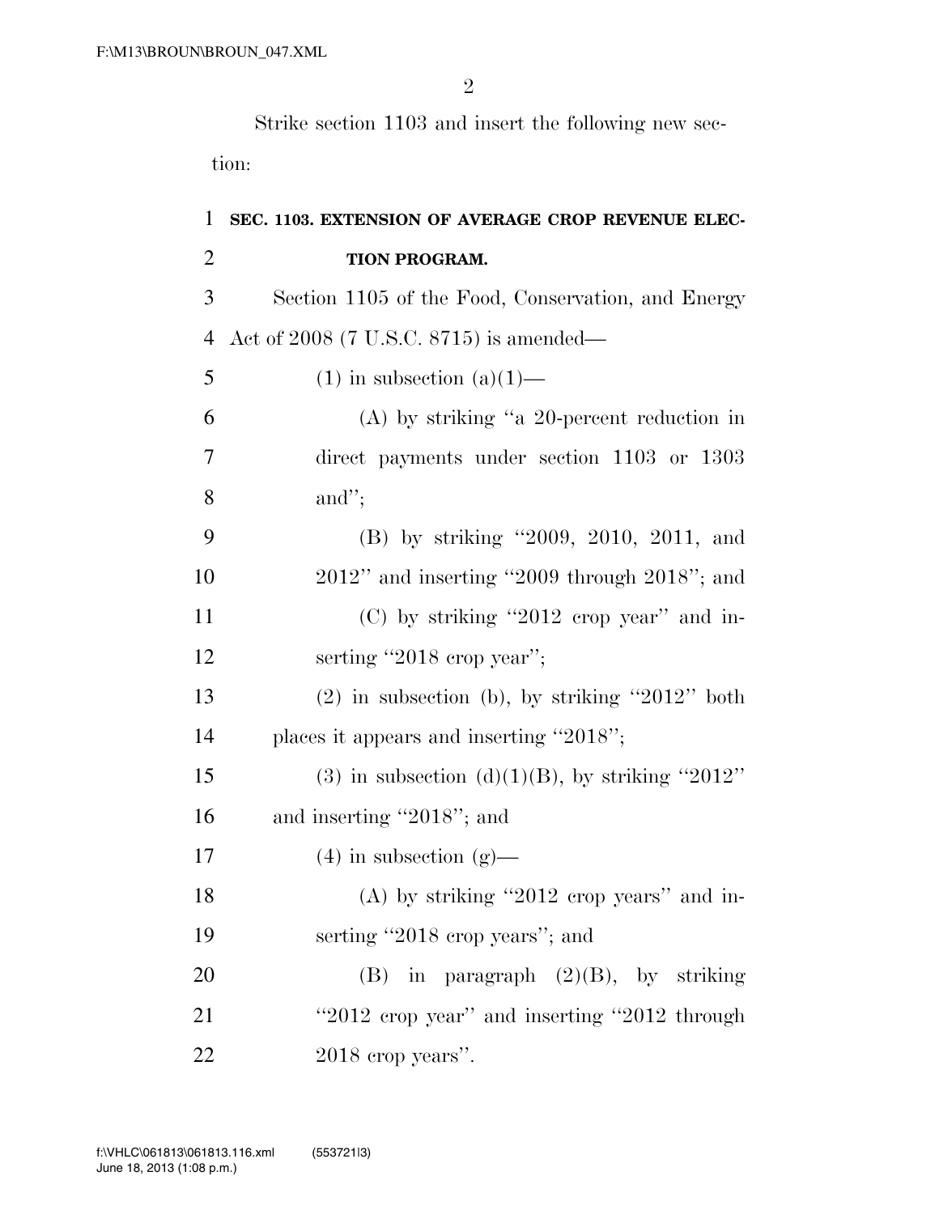Strike section 1103 and insert the following new section:

**SEC. 1103. EXTENSION OF AVERAGE CROP REVENUE ELECTION PROGRAM.**

Section 1105 of the Food, Conservation, and Energy Act of 2008 (7 U.S.C. 8715) is amended—

(1) in subsection (a)(1)—

(A) by striking "a 20-percent reduction in direct payments under section 1103 or 1303 and";

(B) by striking "2009, 2010, 2011, and 2012" and inserting "2009 through 2018"; and

(C) by striking "2012 crop year" and inserting "2018 crop year";

(2) in subsection (b), by striking "2012" both places it appears and inserting "2018";

(3) in subsection (d)(1)(B), by striking "2012" and inserting "2018"; and

(4) in subsection (g)—

(A) by striking "2012 crop years" and inserting "2018 crop years"; and

(B) in paragraph (2)(B), by striking "2012 crop year" and inserting "2012 through 2018 crop years".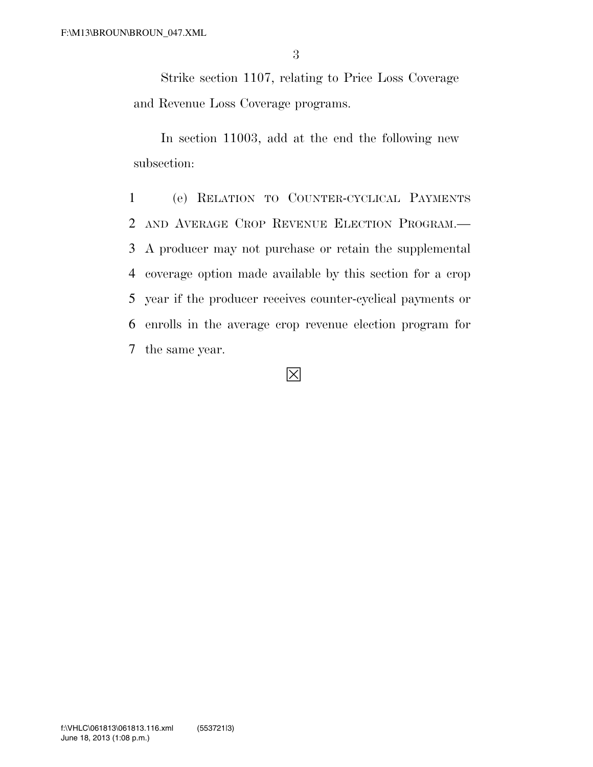Strike section 1107, relating to Price Loss Coverage and Revenue Loss Coverage programs.

In section 11003, add at the end the following new subsection:

(e) RELATION TO COUNTER-CYCLICAL PAYMENTS AND AVERAGE CROP REVENUE ELECTION PROGRAM.—A producer may not purchase or retain the supplemental coverage option made available by this section for a crop year if the producer receives counter-cyclical payments or enrolls in the average crop revenue election program for the same year.